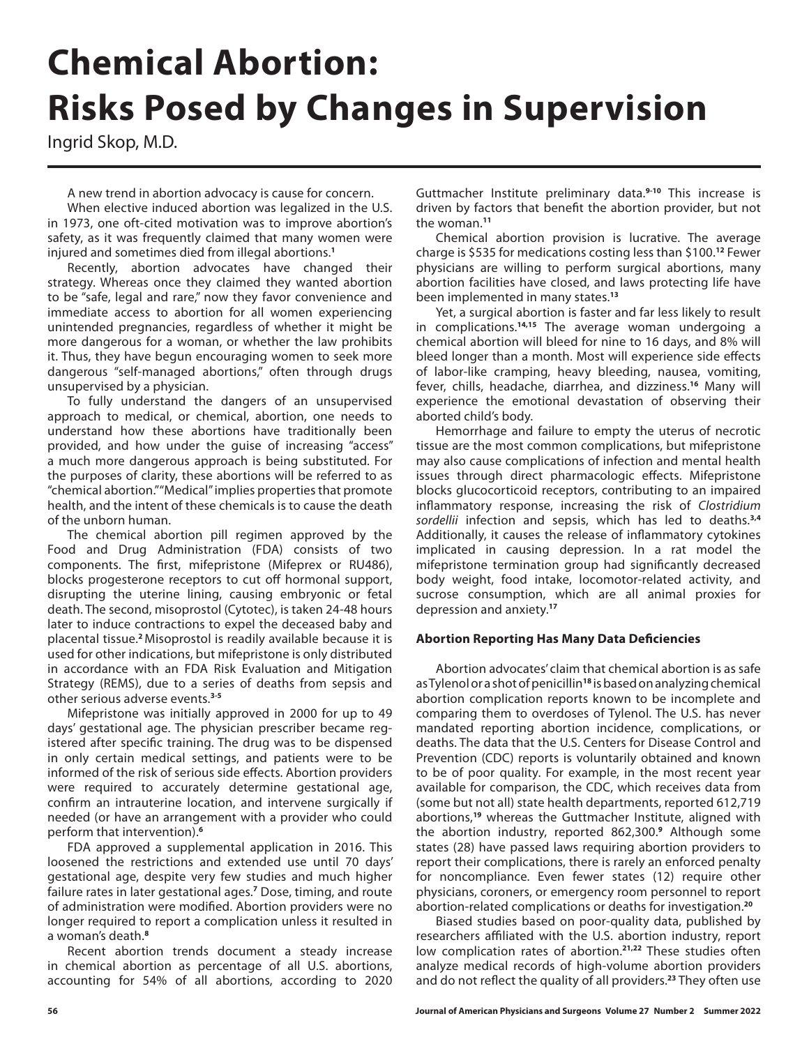# Chemical Abortion: Risks Posed by Changes in Supervision

Ingrid Skop, M.D.

A new trend in abortion advocacy is cause for concern.

When elective induced abortion was legalized in the U.S. in 1973, one oft-cited motivation was to improve abortion's safety, as it was frequently claimed that many women were injured and sometimes died from illegal abortions.[1]

Recently, abortion advocates have changed their strategy. Whereas once they claimed they wanted abortion to be "safe, legal and rare," now they favor convenience and immediate access to abortion for all women experiencing unintended pregnancies, regardless of whether it might be more dangerous for a woman, or whether the law prohibits it. Thus, they have begun encouraging women to seek more dangerous "self-managed abortions," often through drugs unsupervised by a physician.

To fully understand the dangers of an unsupervised approach to medical, or chemical, abortion, one needs to understand how these abortions have traditionally been provided, and how under the guise of increasing "access" a much more dangerous approach is being substituted. For the purposes of clarity, these abortions will be referred to as "chemical abortion." "Medical" implies properties that promote health, and the intent of these chemicals is to cause the death of the unborn human.

The chemical abortion pill regimen approved by the Food and Drug Administration (FDA) consists of two components. The first, mifepristone (Mifeprex or RU486), blocks progesterone receptors to cut off hormonal support, disrupting the uterine lining, causing embryonic or fetal death. The second, misoprostol (Cytotec), is taken 24-48 hours later to induce contractions to expel the deceased baby and placental tissue.[2] Misoprostol is readily available because it is used for other indications, but mifepristone is only distributed in accordance with an FDA Risk Evaluation and Mitigation Strategy (REMS), due to a series of deaths from sepsis and other serious adverse events.[3-5]

Mifepristone was initially approved in 2000 for up to 49 days' gestational age. The physician prescriber became registered after specific training. The drug was to be dispensed in only certain medical settings, and patients were to be informed of the risk of serious side effects. Abortion providers were required to accurately determine gestational age, confirm an intrauterine location, and intervene surgically if needed (or have an arrangement with a provider who could perform that intervention).[6]

FDA approved a supplemental application in 2016. This loosened the restrictions and extended use until 70 days' gestational age, despite very few studies and much higher failure rates in later gestational ages.[7] Dose, timing, and route of administration were modified. Abortion providers were no longer required to report a complication unless it resulted in a woman's death.[8]

Recent abortion trends document a steady increase in chemical abortion as percentage of all U.S. abortions, accounting for 54% of all abortions, according to 2020 Guttmacher Institute preliminary data.[9-10] This increase is driven by factors that benefit the abortion provider, but not the woman.[11]

Chemical abortion provision is lucrative. The average charge is $535 for medications costing less than $100.[12] Fewer physicians are willing to perform surgical abortions, many abortion facilities have closed, and laws protecting life have been implemented in many states.[13]

Yet, a surgical abortion is faster and far less likely to result in complications.[14,15] The average woman undergoing a chemical abortion will bleed for nine to 16 days, and 8% will bleed longer than a month. Most will experience side effects of labor-like cramping, heavy bleeding, nausea, vomiting, fever, chills, headache, diarrhea, and dizziness.[16] Many will experience the emotional devastation of observing their aborted child's body.

Hemorrhage and failure to empty the uterus of necrotic tissue are the most common complications, but mifepristone may also cause complications of infection and mental health issues through direct pharmacologic effects. Mifepristone blocks glucocorticoid receptors, contributing to an impaired inflammatory response, increasing the risk of *Clostridium sordellii* infection and sepsis, which has led to deaths.[3,4] Additionally, it causes the release of inflammatory cytokines implicated in causing depression. In a rat model the mifepristone termination group had significantly decreased body weight, food intake, locomotor-related activity, and sucrose consumption, which are all animal proxies for depression and anxiety.[17]

### Abortion Reporting Has Many Data Deficiencies

Abortion advocates' claim that chemical abortion is as safe as Tylenol or a shot of penicillin[18] is based on analyzing chemical abortion complication reports known to be incomplete and comparing them to overdoses of Tylenol. The U.S. has never mandated reporting abortion incidence, complications, or deaths. The data that the U.S. Centers for Disease Control and Prevention (CDC) reports is voluntarily obtained and known to be of poor quality. For example, in the most recent year available for comparison, the CDC, which receives data from (some but not all) state health departments, reported 612,719 abortions,[19] whereas the Guttmacher Institute, aligned with the abortion industry, reported 862,300.[9] Although some states (28) have passed laws requiring abortion providers to report their complications, there is rarely an enforced penalty for noncompliance. Even fewer states (12) require other physicians, coroners, or emergency room personnel to report abortion-related complications or deaths for investigation.[20]

Biased studies based on poor-quality data, published by researchers affiliated with the U.S. abortion industry, report low complication rates of abortion.[21,22] These studies often analyze medical records of high-volume abortion providers and do not reflect the quality of all providers.[23] They often use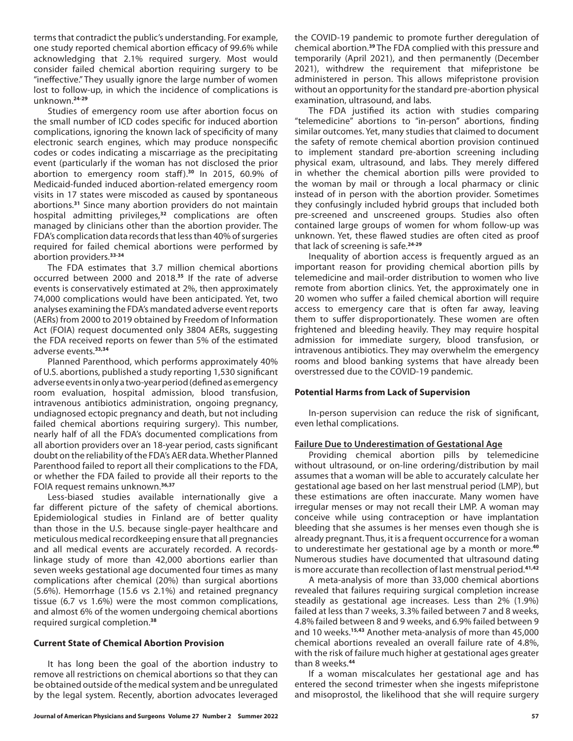terms that contradict the public's understanding. For example, one study reported chemical abortion efficacy of 99.6% while acknowledging that 2.1% required surgery. Most would consider failed chemical abortion requiring surgery to be "ineffective." They usually ignore the large number of women lost to follow-up, in which the incidence of complications is unknown.[24-29]

Studies of emergency room use after abortion focus on the small number of ICD codes specific for induced abortion complications, ignoring the known lack of specificity of many electronic search engines, which may produce nonspecific codes or codes indicating a miscarriage as the precipitating event (particularly if the woman has not disclosed the prior abortion to emergency room staff).[30] In 2015, 60.9% of Medicaid-funded induced abortion-related emergency room visits in 17 states were miscoded as caused by spontaneous abortions.[31] Since many abortion providers do not maintain hospital admitting privileges,[32] complications are often managed by clinicians other than the abortion provider. The FDA's complication data records that less than 40% of surgeries required for failed chemical abortions were performed by abortion providers.[33-34]

The FDA estimates that 3.7 million chemical abortions occurred between 2000 and 2018.[35] If the rate of adverse events is conservatively estimated at 2%, then approximately 74,000 complications would have been anticipated. Yet, two analyses examining the FDA's mandated adverse event reports (AERs) from 2000 to 2019 obtained by Freedom of Information Act (FOIA) request documented only 3804 AERs, suggesting the FDA received reports on fewer than 5% of the estimated adverse events.[33,34]

Planned Parenthood, which performs approximately 40% of U.S. abortions, published a study reporting 1,530 significant adverse events in only a two-year period (defined as emergency room evaluation, hospital admission, blood transfusion, intravenous antibiotics administration, ongoing pregnancy, undiagnosed ectopic pregnancy and death, but not including failed chemical abortions requiring surgery). This number, nearly half of all the FDA's documented complications from all abortion providers over an 18-year period, casts significant doubt on the reliability of the FDA's AER data. Whether Planned Parenthood failed to report all their complications to the FDA, or whether the FDA failed to provide all their reports to the FOIA request remains unknown.[36,37]

Less-biased studies available internationally give a far different picture of the safety of chemical abortions. Epidemiological studies in Finland are of better quality than those in the U.S. because single-payer healthcare and meticulous medical recordkeeping ensure that all pregnancies and all medical events are accurately recorded. A records-linkage study of more than 42,000 abortions earlier than seven weeks gestational age documented four times as many complications after chemical (20%) than surgical abortions (5.6%). Hemorrhage (15.6 vs 2.1%) and retained pregnancy tissue (6.7 vs 1.6%) were the most common complications, and almost 6% of the women undergoing chemical abortions required surgical completion.[38]

## Current State of Chemical Abortion Provision

It has long been the goal of the abortion industry to remove all restrictions on chemical abortions so that they can be obtained outside of the medical system and be unregulated by the legal system. Recently, abortion advocates leveraged the COVID-19 pandemic to promote further deregulation of chemical abortion.[39] The FDA complied with this pressure and temporarily (April 2021), and then permanently (December 2021), withdrew the requirement that mifepristone be administered in person. This allows mifepristone provision without an opportunity for the standard pre-abortion physical examination, ultrasound, and labs.

The FDA justified its action with studies comparing "telemedicine" abortions to "in-person" abortions, finding similar outcomes. Yet, many studies that claimed to document the safety of remote chemical abortion provision continued to implement standard pre-abortion screening including physical exam, ultrasound, and labs. They merely differed in whether the chemical abortion pills were provided to the woman by mail or through a local pharmacy or clinic instead of in person with the abortion provider. Sometimes they confusingly included hybrid groups that included both pre-screened and unscreened groups. Studies also often contained large groups of women for whom follow-up was unknown. Yet, these flawed studies are often cited as proof that lack of screening is safe.[24-29]

Inequality of abortion access is frequently argued as an important reason for providing chemical abortion pills by telemedicine and mail-order distribution to women who live remote from abortion clinics. Yet, the approximately one in 20 women who suffer a failed chemical abortion will require access to emergency care that is often far away, leaving them to suffer disproportionately. These women are often frightened and bleeding heavily. They may require hospital admission for immediate surgery, blood transfusion, or intravenous antibiotics. They may overwhelm the emergency rooms and blood banking systems that have already been overstressed due to the COVID-19 pandemic.

## Potential Harms from Lack of Supervision

In-person supervision can reduce the risk of significant, even lethal complications.

### Failure Due to Underestimation of Gestational Age

Providing chemical abortion pills by telemedicine without ultrasound, or on-line ordering/distribution by mail assumes that a woman will be able to accurately calculate her gestational age based on her last menstrual period (LMP), but these estimations are often inaccurate. Many women have irregular menses or may not recall their LMP. A woman may conceive while using contraception or have implantation bleeding that she assumes is her menses even though she is already pregnant. Thus, it is a frequent occurrence for a woman to underestimate her gestational age by a month or more.[40] Numerous studies have documented that ultrasound dating is more accurate than recollection of last menstrual period.[41,42]

A meta-analysis of more than 33,000 chemical abortions revealed that failures requiring surgical completion increase steadily as gestational age increases. Less than 2% (1.9%) failed at less than 7 weeks, 3.3% failed between 7 and 8 weeks, 4.8% failed between 8 and 9 weeks, and 6.9% failed between 9 and 10 weeks.[15,43] Another meta-analysis of more than 45,000 chemical abortions revealed an overall failure rate of 4.8%, with the risk of failure much higher at gestational ages greater than 8 weeks.[44]

If a woman miscalculates her gestational age and has entered the second trimester when she ingests mifepristone and misoprostol, the likelihood that she will require surgery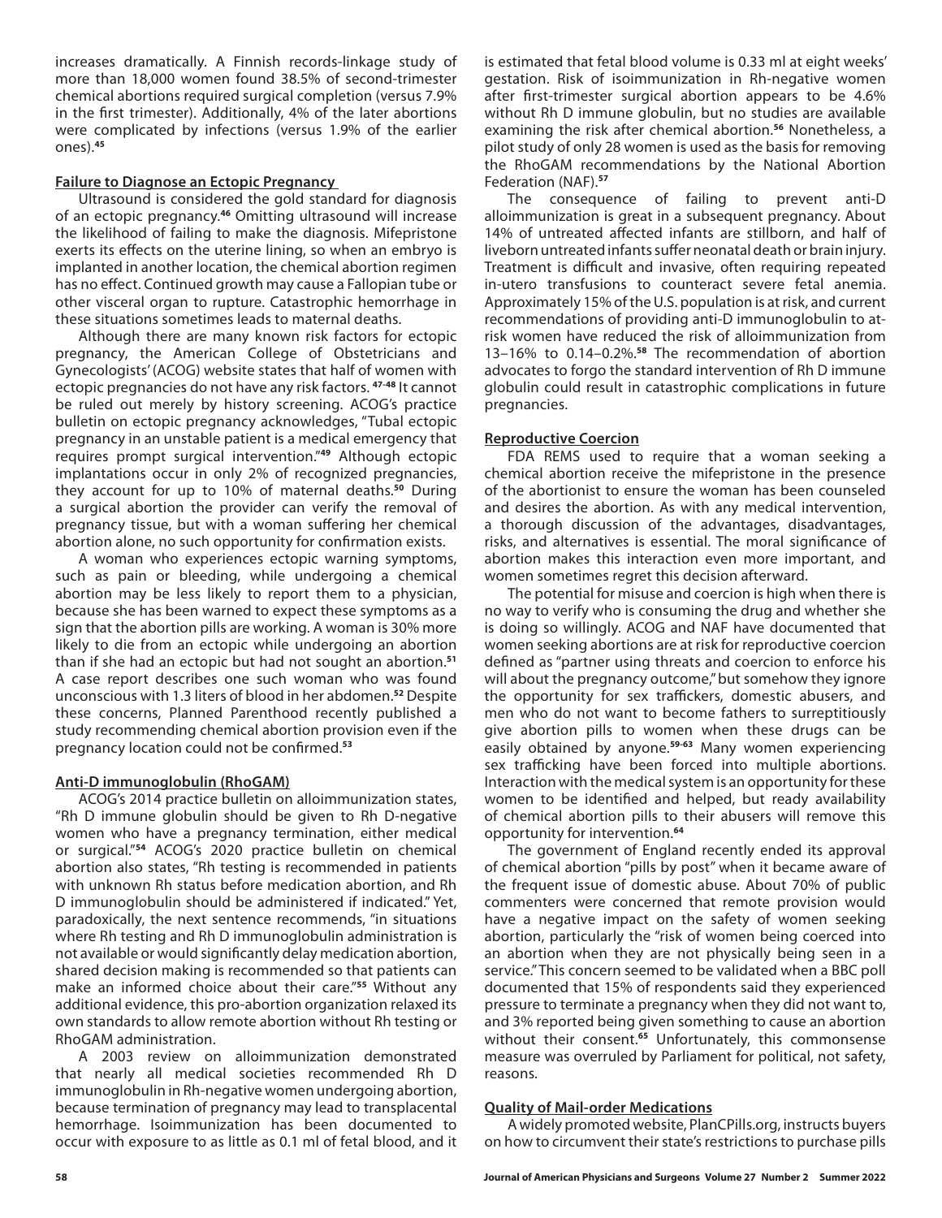increases dramatically. A Finnish records-linkage study of more than 18,000 women found 38.5% of second-trimester chemical abortions required surgical completion (versus 7.9% in the first trimester). Additionally, 4% of the later abortions were complicated by infections (versus 1.9% of the earlier ones).[45]

**Failure to Diagnose an Ectopic Pregnancy**

Ultrasound is considered the gold standard for diagnosis of an ectopic pregnancy.[46] Omitting ultrasound will increase the likelihood of failing to make the diagnosis. Mifepristone exerts its effects on the uterine lining, so when an embryo is implanted in another location, the chemical abortion regimen has no effect. Continued growth may cause a Fallopian tube or other visceral organ to rupture. Catastrophic hemorrhage in these situations sometimes leads to maternal deaths.

Although there are many known risk factors for ectopic pregnancy, the American College of Obstetricians and Gynecologists' (ACOG) website states that half of women with ectopic pregnancies do not have any risk factors.[47-48] It cannot be ruled out merely by history screening. ACOG's practice bulletin on ectopic pregnancy acknowledges, "Tubal ectopic pregnancy in an unstable patient is a medical emergency that requires prompt surgical intervention."[49] Although ectopic implantations occur in only 2% of recognized pregnancies, they account for up to 10% of maternal deaths.[50] During a surgical abortion the provider can verify the removal of pregnancy tissue, but with a woman suffering her chemical abortion alone, no such opportunity for confirmation exists.

A woman who experiences ectopic warning symptoms, such as pain or bleeding, while undergoing a chemical abortion may be less likely to report them to a physician, because she has been warned to expect these symptoms as a sign that the abortion pills are working. A woman is 30% more likely to die from an ectopic while undergoing an abortion than if she had an ectopic but had not sought an abortion.[51] A case report describes one such woman who was found unconscious with 1.3 liters of blood in her abdomen.[52] Despite these concerns, Planned Parenthood recently published a study recommending chemical abortion provision even if the pregnancy location could not be confirmed.[53]

**Anti-D immunoglobulin (RhoGAM)**

ACOG's 2014 practice bulletin on alloimmunization states, "Rh D immune globulin should be given to Rh D-negative women who have a pregnancy termination, either medical or surgical."[54] ACOG's 2020 practice bulletin on chemical abortion also states, "Rh testing is recommended in patients with unknown Rh status before medication abortion, and Rh D immunoglobulin should be administered if indicated." Yet, paradoxically, the next sentence recommends, "in situations where Rh testing and Rh D immunoglobulin administration is not available or would significantly delay medication abortion, shared decision making is recommended so that patients can make an informed choice about their care."[55] Without any additional evidence, this pro-abortion organization relaxed its own standards to allow remote abortion without Rh testing or RhoGAM administration.

A 2003 review on alloimmunization demonstrated that nearly all medical societies recommended Rh D immunoglobulin in Rh-negative women undergoing abortion, because termination of pregnancy may lead to transplacental hemorrhage. Isoimmunization has been documented to occur with exposure to as little as 0.1 ml of fetal blood, and it is estimated that fetal blood volume is 0.33 ml at eight weeks' gestation. Risk of isoimmunization in Rh-negative women after first-trimester surgical abortion appears to be 4.6% without Rh D immune globulin, but no studies are available examining the risk after chemical abortion.[56] Nonetheless, a pilot study of only 28 women is used as the basis for removing the RhoGAM recommendations by the National Abortion Federation (NAF).[57]

The consequence of failing to prevent anti-D alloimmunization is great in a subsequent pregnancy. About 14% of untreated affected infants are stillborn, and half of liveborn untreated infants suffer neonatal death or brain injury. Treatment is difficult and invasive, often requiring repeated in-utero transfusions to counteract severe fetal anemia. Approximately 15% of the U.S. population is at risk, and current recommendations of providing anti-D immunoglobulin to at-risk women have reduced the risk of alloimmunization from 13–16% to 0.14–0.2%.[58] The recommendation of abortion advocates to forgo the standard intervention of Rh D immune globulin could result in catastrophic complications in future pregnancies.

**Reproductive Coercion**

FDA REMS used to require that a woman seeking a chemical abortion receive the mifepristone in the presence of the abortionist to ensure the woman has been counseled and desires the abortion. As with any medical intervention, a thorough discussion of the advantages, disadvantages, risks, and alternatives is essential. The moral significance of abortion makes this interaction even more important, and women sometimes regret this decision afterward.

The potential for misuse and coercion is high when there is no way to verify who is consuming the drug and whether she is doing so willingly. ACOG and NAF have documented that women seeking abortions are at risk for reproductive coercion defined as "partner using threats and coercion to enforce his will about the pregnancy outcome," but somehow they ignore the opportunity for sex traffickers, domestic abusers, and men who do not want to become fathers to surreptitiously give abortion pills to women when these drugs can be easily obtained by anyone.[59-63] Many women experiencing sex trafficking have been forced into multiple abortions. Interaction with the medical system is an opportunity for these women to be identified and helped, but ready availability of chemical abortion pills to their abusers will remove this opportunity for intervention.[64]

The government of England recently ended its approval of chemical abortion "pills by post" when it became aware of the frequent issue of domestic abuse. About 70% of public commenters were concerned that remote provision would have a negative impact on the safety of women seeking abortion, particularly the "risk of women being coerced into an abortion when they are not physically being seen in a service." This concern seemed to be validated when a BBC poll documented that 15% of respondents said they experienced pressure to terminate a pregnancy when they did not want to, and 3% reported being given something to cause an abortion without their consent.[65] Unfortunately, this commonsense measure was overruled by Parliament for political, not safety, reasons.

**Quality of Mail-order Medications**

A widely promoted website, PlanCPills.org, instructs buyers on how to circumvent their state's restrictions to purchase pills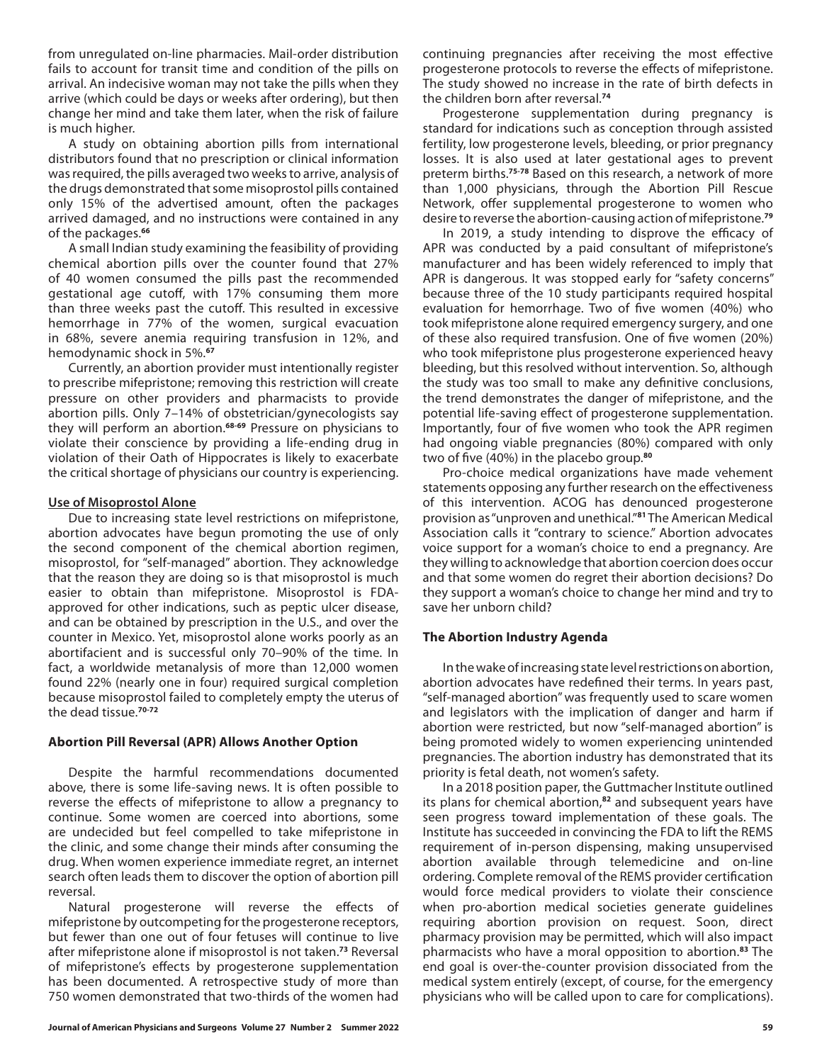from unregulated on-line pharmacies. Mail-order distribution fails to account for transit time and condition of the pills on arrival. An indecisive woman may not take the pills when they arrive (which could be days or weeks after ordering), but then change her mind and take them later, when the risk of failure is much higher.

A study on obtaining abortion pills from international distributors found that no prescription or clinical information was required, the pills averaged two weeks to arrive, analysis of the drugs demonstrated that some misoprostol pills contained only 15% of the advertised amount, often the packages arrived damaged, and no instructions were contained in any of the packages.[66]

A small Indian study examining the feasibility of providing chemical abortion pills over the counter found that 27% of 40 women consumed the pills past the recommended gestational age cutoff, with 17% consuming them more than three weeks past the cutoff. This resulted in excessive hemorrhage in 77% of the women, surgical evacuation in 68%, severe anemia requiring transfusion in 12%, and hemodynamic shock in 5%.[67]

Currently, an abortion provider must intentionally register to prescribe mifepristone; removing this restriction will create pressure on other providers and pharmacists to provide abortion pills. Only 7–14% of obstetrician/gynecologists say they will perform an abortion.[68-69] Pressure on physicians to violate their conscience by providing a life-ending drug in violation of their Oath of Hippocrates is likely to exacerbate the critical shortage of physicians our country is experiencing.

**Use of Misoprostol Alone**

Due to increasing state level restrictions on mifepristone, abortion advocates have begun promoting the use of only the second component of the chemical abortion regimen, misoprostol, for "self-managed" abortion. They acknowledge that the reason they are doing so is that misoprostol is much easier to obtain than mifepristone. Misoprostol is FDA-approved for other indications, such as peptic ulcer disease, and can be obtained by prescription in the U.S., and over the counter in Mexico. Yet, misoprostol alone works poorly as an abortifacient and is successful only 70–90% of the time. In fact, a worldwide metanalysis of more than 12,000 women found 22% (nearly one in four) required surgical completion because misoprostol failed to completely empty the uterus of the dead tissue.[70-72]

## Abortion Pill Reversal (APR) Allows Another Option

Despite the harmful recommendations documented above, there is some life-saving news. It is often possible to reverse the effects of mifepristone to allow a pregnancy to continue. Some women are coerced into abortions, some are undecided but feel compelled to take mifepristone in the clinic, and some change their minds after consuming the drug. When women experience immediate regret, an internet search often leads them to discover the option of abortion pill reversal.

Natural progesterone will reverse the effects of mifepristone by outcompeting for the progesterone receptors, but fewer than one out of four fetuses will continue to live after mifepristone alone if misoprostol is not taken.[73] Reversal of mifepristone's effects by progesterone supplementation has been documented. A retrospective study of more than 750 women demonstrated that two-thirds of the women had continuing pregnancies after receiving the most effective progesterone protocols to reverse the effects of mifepristone. The study showed no increase in the rate of birth defects in the children born after reversal.[74]

Progesterone supplementation during pregnancy is standard for indications such as conception through assisted fertility, low progesterone levels, bleeding, or prior pregnancy losses. It is also used at later gestational ages to prevent preterm births.[75-78] Based on this research, a network of more than 1,000 physicians, through the Abortion Pill Rescue Network, offer supplemental progesterone to women who desire to reverse the abortion-causing action of mifepristone.[79]

In 2019, a study intending to disprove the efficacy of APR was conducted by a paid consultant of mifepristone's manufacturer and has been widely referenced to imply that APR is dangerous. It was stopped early for "safety concerns" because three of the 10 study participants required hospital evaluation for hemorrhage. Two of five women (40%) who took mifepristone alone required emergency surgery, and one of these also required transfusion. One of five women (20%) who took mifepristone plus progesterone experienced heavy bleeding, but this resolved without intervention. So, although the study was too small to make any definitive conclusions, the trend demonstrates the danger of mifepristone, and the potential life-saving effect of progesterone supplementation. Importantly, four of five women who took the APR regimen had ongoing viable pregnancies (80%) compared with only two of five (40%) in the placebo group.[80]

Pro-choice medical organizations have made vehement statements opposing any further research on the effectiveness of this intervention. ACOG has denounced progesterone provision as "unproven and unethical."[81] The American Medical Association calls it "contrary to science." Abortion advocates voice support for a woman's choice to end a pregnancy. Are they willing to acknowledge that abortion coercion does occur and that some women do regret their abortion decisions? Do they support a woman's choice to change her mind and try to save her unborn child?

## The Abortion Industry Agenda

In the wake of increasing state level restrictions on abortion, abortion advocates have redefined their terms. In years past, "self-managed abortion" was frequently used to scare women and legislators with the implication of danger and harm if abortion were restricted, but now "self-managed abortion" is being promoted widely to women experiencing unintended pregnancies. The abortion industry has demonstrated that its priority is fetal death, not women's safety.

In a 2018 position paper, the Guttmacher Institute outlined its plans for chemical abortion,[82] and subsequent years have seen progress toward implementation of these goals. The Institute has succeeded in convincing the FDA to lift the REMS requirement of in-person dispensing, making unsupervised abortion available through telemedicine and on-line ordering. Complete removal of the REMS provider certification would force medical providers to violate their conscience when pro-abortion medical societies generate guidelines requiring abortion provision on request. Soon, direct pharmacy provision may be permitted, which will also impact pharmacists who have a moral opposition to abortion.[83] The end goal is over-the-counter provision dissociated from the medical system entirely (except, of course, for the emergency physicians who will be called upon to care for complications).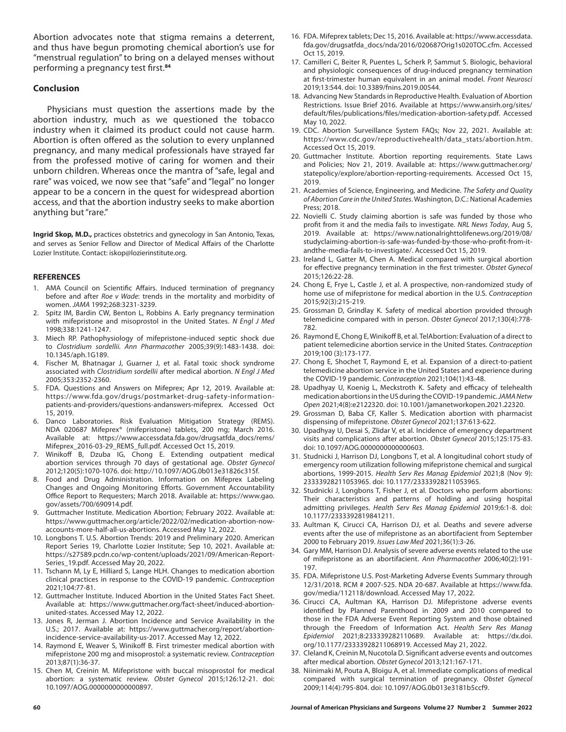Abortion advocates note that stigma remains a deterrent, and thus have begun promoting chemical abortion's use for "menstrual regulation" to bring on a delayed menses without performing a pregnancy test first.[84]

## Conclusion

Physicians must question the assertions made by the abortion industry, much as we questioned the tobacco industry when it claimed its product could not cause harm. Abortion is often offered as the solution to every unplanned pregnancy, and many medical professionals have strayed far from the professed motive of caring for women and their unborn children. Whereas once the mantra of "safe, legal and rare" was voiced, we now see that "safe" and "legal" no longer appear to be a concern in the quest for widespread abortion access, and that the abortion industry seeks to make abortion anything but "rare."

**Ingrid Skop, M.D.,** practices obstetrics and gynecology in San Antonio, Texas, and serves as Senior Fellow and Director of Medical Affairs of the Charlotte Lozier Institute. Contact: iskop@lozierinstitute.org.

## REFERENCES

1. AMA Council on Scientific Affairs. Induced termination of pregnancy before and after *Roe v Wade*: trends in the mortality and morbidity of women. *JAMA* 1992;268:3231-3239.
2. Spitz IM, Bardin CW, Benton L, Robbins A. Early pregnancy termination with mifepristone and misoprostol in the United States. *N Engl J Med* 1998;338:1241-1247.
3. Miech RP. Pathophysiology of mifepristone-induced septic shock due to *Clostridium sordellii. Ann Pharmacother* 2005;39(9):1483-1438. doi: 10.1345/aph.1G189.
4. Fischer M, Bhatnagar J, Guarner J, et al. Fatal toxic shock syndrome associated with *Clostridium sordellii* after medical abortion. *N Engl J Med* 2005;353:2352-2360.
5. FDA. Questions and Answers on Mifeprex; Apr 12, 2019. Available at: https://www.fda.gov/drugs/postmarket-drug-safety-information-patients-and-providers/questions-andanswers-mifeprex. Accessed Oct 15, 2019.
6. Danco Laboratories. Risk Evaluation Mitigation Strategy (REMS). NDA 020687 Mifeprex® (mifepristone) tablets, 200 mg; March 2016. Available at: https://www.accessdata.fda.gov/drugsatfda_docs/rems/Mifeprex_2016-03-29_REMS_full.pdf. Accessed Oct 15, 2019.
7. Winikoff B, Dzuba IG, Chong E. Extending outpatient medical abortion services through 70 days of gestational age. *Obstet Gynecol* 2012;120(5):1070-1076. doi: http://10.1097/AOG.0b013e31826c315f.
8. Food and Drug Administration. Information on Mifeprex Labeling Changes and Ongoing Monitoring Efforts. Government Accountability Office Report to Requesters; March 2018. Available at: https://www.gao.gov/assets/700/690914.pdf.
9. Guttmacher Institute. Medication Abortion; February 2022. Available at: https://www.guttmacher.org/article/2022/02/medication-abortion-now-accounts-more-half-all-us-abortions. Accessed May 12, 2022.
10. Longbons T. U.S. Abortion Trends: 2019 and Preliminary 2020. American Report Series 19, Charlotte Lozier Institute; Sep 10, 2021. Available at: https://s27589.pcdn.co/wp-content/uploads/2021/09/American-Report-Series_19.pdf. Accessed May 20, 2022.
11. Tschann M, Ly E, Hilliard S, Lange HLH. Changes to medication abortion clinical practices in response to the COVID-19 pandemic. *Contraception* 2021;104:77-81.
12. Guttmacher Institute. Induced Abortion in the United States Fact Sheet. Available at: https://www.guttmacher.org/fact-sheet/induced-abortion-united-states. Accessed May 12, 2022.
13. Jones R, Jerman J. Abortion Incidence and Service Availability in the U.S.; 2017. Available at: https://www.guttmacher.org/report/abortion-incidence-service-availability-us-2017. Accessed May 12, 2022.
14. Raymond E, Weaver S, Winikoff B. First trimester medical abortion with mifepristone 200 mg and misoprostol: a systematic review. *Contraception* 2013;87(1):36-37.
15. Chen M, Creinin M. Mifepristone with buccal misoprostol for medical abortion: a systematic review. *Obstet Gynecol* 2015;126:12-21. doi: 10.1097/AOG.0000000000000897.
16. FDA. Mifeprex tablets; Dec 15, 2016. Available at: https://www.accessdata.fda.gov/drugsatfda_docs/nda/2016/020687Orig1s020TOC.cfm. Accessed Oct 15, 2019.
17. Camilleri C, Beiter R, Puentes L, Scherk P, Sammut S. Biologic, behavioral and physiologic consequences of drug-induced pregnancy termination at first-trimester human equivalent in an animal model. *Front Neurosci* 2019;13:544. doi: 10.3389/fnins.2019.00544.
18. Advancing New Standards in Reproductive Health. Evaluation of Abortion Restrictions. Issue Brief 2016. Available at https://www.ansirh.org/sites/default/files/publications/files/medication-abortion-safety.pdf. Accessed May 10, 2022.
19. CDC. Abortion Surveillance System FAQs; Nov 22, 2021. Available at: https://www.cdc.gov/reproductivehealth/data_stats/abortion.htm. Accessed Oct 15, 2019.
20. Guttmacher Institute. Abortion reporting requirements. State Laws and Policies; Nov 21, 2019. Available at: https://www.guttmacher.org/statepolicy/explore/abortion-reporting-requirements. Accessed Oct 15, 2019.
21. Academies of Science, Engineering, and Medicine. *The Safety and Quality of Abortion Care in the United States*. Washington, D.C.: National Academies Press; 2018.
22. Novielli C. Study claiming abortion is safe was funded by those who profit from it and the media fails to investigate. *NRL News Today*, Aug 5, 2019. Available at: https://www.nationalrighttolifenews.org/2019/08/studyclaiming-abortion-is-safe-was-funded-by-those-who-profit-from-it-andthe-media-fails-to-investigate/. Accessed Oct 15, 2019.
23. Ireland L, Gatter M, Chen A. Medical compared with surgical abortion for effective pregnancy termination in the first trimester. *Obstet Gynecol* 2015;126:22-28.
24. Chong E, Frye L, Castle J, et al. A prospective, non-randomized study of home use of mifepristone for medical abortion in the U.S. *Contraception* 2015;92(3):215-219.
25. Grossman D, Grindlay K. Safety of medical abortion provided through telemedicine compared with in person. *Obstet Gynecol* 2017;130(4):778-782.
26. Raymond E, Chong E, Winikoff B, et al. TelAbortion: Evaluation of a direct to patient telemedicine abortion service in the United States. *Contraception* 2019;100 (3):173-177.
27. Chong E, Shochet T, Raymond E, et al. Expansion of a direct-to-patient telemedicine abortion service in the United States and experience during the COVID-19 pandemic. *Contraception* 2021;104(1):43-48.
28. Upadhyay U, Koenig L, Meckstroth K. Safety and efficacy of telehealth medication abortions in the US during the COVID-19 pandemic. *JAMA Netw Open* 2021;4(8):e2122320. doi: 10.1001/jamanetworkopen.2021.22320.
29. Grossman D, Baba CF, Kaller S. Medication abortion with pharmacist dispensing of mifepristone. *Obstet Gynecol* 2021;137:613-622.
30. Upadhyay U, Desai S, Zlidar V, et al. Incidence of emergency department visits and complications after abortion. *Obstet Gynecol* 2015;125:175-83. doi: 10.1097/AOG.0000000000000603.
31. Studnicki J, Harrison DJ, Longbons T, et al. A longitudinal cohort study of emergency room utilization following mifepristone chemical and surgical abortions, 1999-2015. *Health Serv Res Manag Epidemiol* 2021;8 (Nov 9): 23333928211053965. doi: 10.1177/23333928211053965.
32. Studnicki J, Longbons T, Fisher J, et al. Doctors who perform abortions: Their characteristics and patterns of holding and using hospital admitting privileges. *Health Serv Res Manag Epidemiol* 2019;6:1-8. doi: 10.1177/2333392819841211.
33. Aultman K, Cirucci CA, Harrison DJ, et al. Deaths and severe adverse events after the use of mifepristone as an abortifacient from September 2000 to February 2019. *Issues Law Med* 2021;36(1):3-26.
34. Gary MM, Harrison DJ. Analysis of severe adverse events related to the use of mifepristone as an abortifacient. *Ann Pharmacother* 2006;40(2):191-197.
35. FDA. Mifepristone U.S. Post-Marketing Adverse Events Summary through 12/31/2018. RCM # 2007-525. NDA 20-687. Available at https://www.fda.gov/media/112118/download. Accessed May 17, 2022.
36. Cirucci CA, Aultman KA, Harrison DJ. Mifepristone adverse events identified by Planned Parenthood in 2009 and 2010 compared to those in the FDA Adverse Event Reporting System and those obtained through the Freedom of Information Act. *Health Serv Res Manag Epidemiol* 2021;8:233339282110689. Available at: https://dx.doi.org/10.1177/23333928211068919. Accessed May 21, 2022.
37. Cleland K, Creinin M, Nucotola D. Significant adverse events and outcomes after medical abortion. *Obstet Gynecol* 2013;121:167-171.
38. Niinimaki M, Pouta A, Bloigu A, et al. Immediate complications of medical compared with surgical termination of pregnancy. *Obstet Gynecol* 2009;114(4):795-804. doi: 10.1097/AOG.0b013e3181b5ccf9.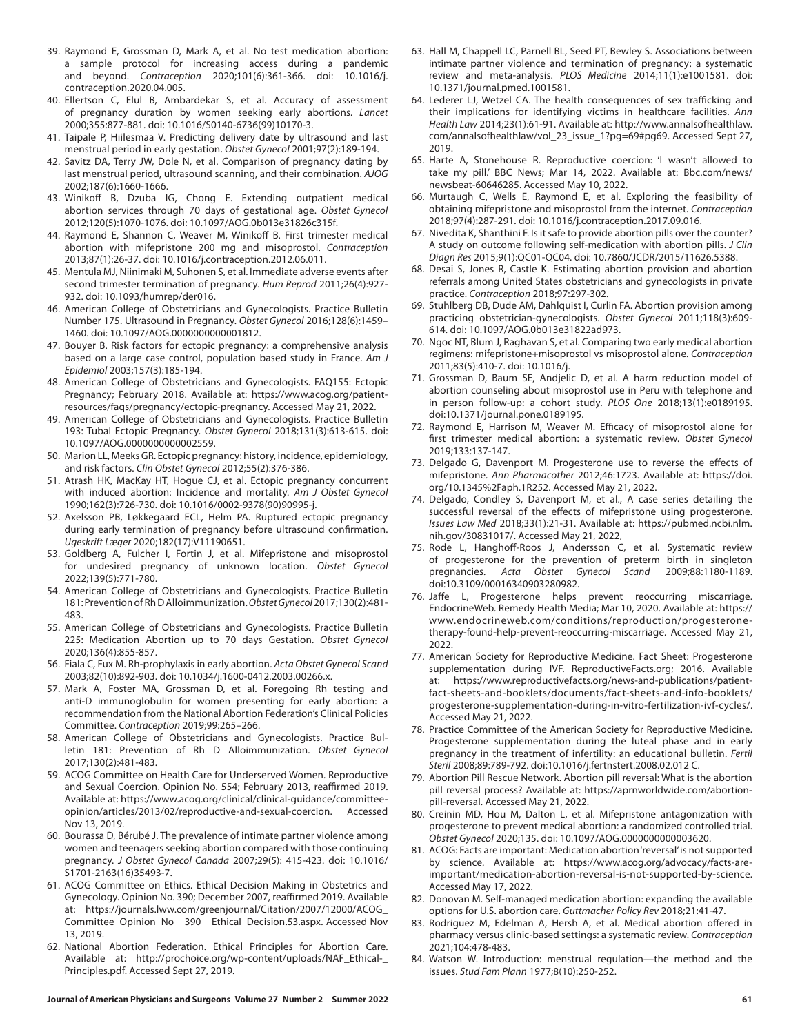39. Raymond E, Grossman D, Mark A, et al. No test medication abortion: a sample protocol for increasing access during a pandemic and beyond. *Contraception* 2020;101(6):361-366. doi: 10.1016/j.contraception.2020.04.005.
40. Ellertson C, Elul B, Ambardekar S, et al. Accuracy of assessment of pregnancy duration by women seeking early abortions. *Lancet* 2000;355:877-881. doi: 10.1016/S0140-6736(99)10170-3.
41. Taipale P, Hiilesmaa V. Predicting delivery date by ultrasound and last menstrual period in early gestation. *Obstet Gynecol* 2001;97(2):189-194.
42. Savitz DA, Terry JW, Dole N, et al. Comparison of pregnancy dating by last menstrual period, ultrasound scanning, and their combination. *AJOG* 2002;187(6):1660-1666.
43. Winikoff B, Dzuba IG, Chong E. Extending outpatient medical abortion services through 70 days of gestational age. *Obstet Gynecol* 2012;120(5):1070-1076. doi: 10.1097/AOG.0b013e31826c315f.
44. Raymond E, Shannon C, Weaver M, Winikoff B. First trimester medical abortion with mifepristone 200 mg and misoprostol. *Contraception* 2013;87(1):26-37. doi: 10.1016/j.contraception.2012.06.011.
45. Mentula MJ, Niinimaki M, Suhonen S, et al. Immediate adverse events after second trimester termination of pregnancy. *Hum Reprod* 2011;26(4):927-932. doi: 10.1093/humrep/der016.
46. American College of Obstetricians and Gynecologists. Practice Bulletin Number 175. Ultrasound in Pregnancy. *Obstet Gynecol* 2016;128(6):1459–1460. doi: 10.1097/AOG.0000000000001812.
47. Bouyer B. Risk factors for ectopic pregnancy: a comprehensive analysis based on a large case control, population based study in France. *Am J Epidemiol* 2003;157(3):185-194.
48. American College of Obstetricians and Gynecologists. FAQ155: Ectopic Pregnancy; February 2018. Available at: https://www.acog.org/patient-resources/faqs/pregnancy/ectopic-pregnancy. Accessed May 21, 2022.
49. American College of Obstetricians and Gynecologists. Practice Bulletin 193: Tubal Ectopic Pregnancy. *Obstet Gynecol* 2018;131(3):613-615. doi: 10.1097/AOG.0000000000002559.
50. Marion LL, Meeks GR. Ectopic pregnancy: history, incidence, epidemiology, and risk factors. *Clin Obstet Gynecol* 2012;55(2):376-386.
51. Atrash HK, MacKay HT, Hogue CJ, et al. Ectopic pregnancy concurrent with induced abortion: Incidence and mortality. *Am J Obstet Gynecol* 1990;162(3):726-730. doi: 10.1016/0002-9378(90)90995-j.
52. Axelsson PB, Løkkegaard ECL, Helm PA. Ruptured ectopic pregnancy during early termination of pregnancy before ultrasound confirmation. *Ugeskrift Læger* 2020;182(17):V11190651.
53. Goldberg A, Fulcher I, Fortin J, et al. Mifepristone and misoprostol for undesired pregnancy of unknown location. *Obstet Gynecol* 2022;139(5):771-780.
54. American College of Obstetricians and Gynecologists. Practice Bulletin 181: Prevention of Rh D Alloimmunization. *Obstet Gynecol* 2017;130(2):481-483.
55. American College of Obstetricians and Gynecologists. Practice Bulletin 225: Medication Abortion up to 70 days Gestation. *Obstet Gynecol* 2020;136(4):855-857.
56. Fiala C, Fux M. Rh-prophylaxis in early abortion. *Acta Obstet Gynecol Scand* 2003;82(10):892-903. doi: 10.1034/j.1600-0412.2003.00266.x.
57. Mark A, Foster MA, Grossman D, et al. Foregoing Rh testing and anti-D immunoglobulin for women presenting for early abortion: a recommendation from the National Abortion Federation's Clinical Policies Committee. *Contraception* 2019;99:265–266.
58. American College of Obstetricians and Gynecologists. Practice Bulletin 181: Prevention of Rh D Alloimmunization. *Obstet Gynecol* 2017;130(2):481-483.
59. ACOG Committee on Health Care for Underserved Women. Reproductive and Sexual Coercion. Opinion No. 554; February 2013, reaffirmed 2019. Available at: https://www.acog.org/clinical/clinical-guidance/committee-opinion/articles/2013/02/reproductive-and-sexual-coercion. Accessed Nov 13, 2019.
60. Bourassa D, Bérubé J. The prevalence of intimate partner violence among women and teenagers seeking abortion compared with those continuing pregnancy. *J Obstet Gynecol Canada* 2007;29(5): 415-423. doi: 10.1016/S1701-2163(16)35493-7.
61. ACOG Committee on Ethics. Ethical Decision Making in Obstetrics and Gynecology. Opinion No. 390; December 2007, reaffirmed 2019. Available at: https://journals.lww.com/greenjournal/Citation/2007/12000/ACOG_Committee_Opinion_No__390__Ethical_Decision.53.aspx. Accessed Nov 13, 2019.
62. National Abortion Federation. Ethical Principles for Abortion Care. Available at: http://prochoice.org/wp-content/uploads/NAF_Ethical-_Principles.pdf. Accessed Sept 27, 2019.
63. Hall M, Chappell LC, Parnell BL, Seed PT, Bewley S. Associations between intimate partner violence and termination of pregnancy: a systematic review and meta-analysis. *PLOS Medicine* 2014;11(1):e1001581. doi: 10.1371/journal.pmed.1001581.
64. Lederer LJ, Wetzel CA. The health consequences of sex trafficking and their implications for identifying victims in healthcare facilities. *Ann Health Law* 2014;23(1):61-91. Available at: http://www.annalsofhealthlaw.com/annalsofhealthlaw/vol_23_issue_1?pg=69#pg69. Accessed Sept 27, 2019.
65. Harte A, Stonehouse R. Reproductive coercion: 'I wasn't allowed to take my pill.' BBC News; Mar 14, 2022. Available at: Bbc.com/news/newsbeat-60646285. Accessed May 10, 2022.
66. Murtaugh C, Wells E, Raymond E, et al. Exploring the feasibility of obtaining mifepristone and misoprostol from the internet. *Contraception* 2018;97(4):287-291. doi: 10.1016/j.contraception.2017.09.016.
67. Nivedita K, Shanthini F. Is it safe to provide abortion pills over the counter? A study on outcome following self-medication with abortion pills. *J Clin Diagn Res* 2015;9(1):QC01-QC04. doi: 10.7860/JCDR/2015/11626.5388.
68. Desai S, Jones R, Castle K. Estimating abortion provision and abortion referrals among United States obstetricians and gynecologists in private practice. *Contraception* 2018;97:297-302.
69. Stuhlberg DB, Dude AM, Dahlquist I, Curlin FA. Abortion provision among practicing obstetrician-gynecologists. *Obstet Gynecol* 2011;118(3):609-614. doi: 10.1097/AOG.0b013e31822ad973.
70. Ngoc NT, Blum J, Raghavan S, et al. Comparing two early medical abortion regimens: mifepristone+misoprostol vs misoprostol alone. *Contraception* 2011;83(5):410-7. doi: 10.1016/j.
71. Grossman D, Baum SE, Andjelic D, et al. A harm reduction model of abortion counseling about misoprostol use in Peru with telephone and in person follow-up: a cohort study. *PLOS One* 2018;13(1):e0189195. doi:10.1371/journal.pone.0189195.
72. Raymond E, Harrison M, Weaver M. Efficacy of misoprostol alone for first trimester medical abortion: a systematic review. *Obstet Gynecol* 2019;133:137-147.
73. Delgado G, Davenport M. Progesterone use to reverse the effects of mifepristone. *Ann Pharmacother* 2012;46:1723. Available at: https://doi.org/10.1345%2Faph.1R252. Accessed May 21, 2022.
74. Delgado, Condley S, Davenport M, et al., A case series detailing the successful reversal of the effects of mifepristone using progesterone. *Issues Law Med* 2018;33(1):21-31. Available at: https://pubmed.ncbi.nlm.nih.gov/30831017/. Accessed May 21, 2022,
75. Rode L, Hanghoff-Roos J, Andersson C, et al. Systematic review of progesterone for the prevention of preterm birth in singleton pregnancies. *Acta Obstet Gynecol Scand* 2009;88:1180-1189. doi:10.3109/00016340903280982.
76. Jaffe L, Progesterone helps prevent reoccurring miscarriage. EndocrineWeb. Remedy Health Media; Mar 10, 2020. Available at: https://www.endocrineweb.com/conditions/reproduction/progesterone-therapy-found-help-prevent-reoccurring-miscarriage. Accessed May 21, 2022.
77. American Society for Reproductive Medicine. Fact Sheet: Progesterone supplementation during IVF. ReproductiveFacts.org; 2016. Available at: https://www.reproductivefacts.org/news-and-publications/patient-fact-sheets-and-booklets/documents/fact-sheets-and-info-booklets/progesterone-supplementation-during-in-vitro-fertilization-ivf-cycles/. Accessed May 21, 2022.
78. Practice Committee of the American Society for Reproductive Medicine. Progesterone supplementation during the luteal phase and in early pregnancy in the treatment of infertility: an educational bulletin. *Fertil Steril* 2008;89:789-792. doi:10.1016/j.fertnstert.2008.02.012 C.
79. Abortion Pill Rescue Network. Abortion pill reversal: What is the abortion pill reversal process? Available at: https://aprnworldwide.com/abortion-pill-reversal. Accessed May 21, 2022.
80. Creinin MD, Hou M, Dalton L, et al. Mifepristone antagonization with progesterone to prevent medical abortion: a randomized controlled trial. *Obstet Gynecol* 2020;135. doi: 10.1097/AOG.0000000000003620.
81. ACOG: Facts are important: Medication abortion 'reversal' is not supported by science. Available at: https://www.acog.org/advocacy/facts-are-important/medication-abortion-reversal-is-not-supported-by-science. Accessed May 17, 2022.
82. Donovan M. Self-managed medication abortion: expanding the available options for U.S. abortion care. *Guttmacher Policy Rev* 2018;21:41-47.
83. Rodriguez M, Edelman A, Hersh A, et al. Medical abortion offered in pharmacy versus clinic-based settings: a systematic review. *Contraception* 2021;104:478-483.
84. Watson W. Introduction: menstrual regulation—the method and the issues. *Stud Fam Plann* 1977;8(10):250-252.